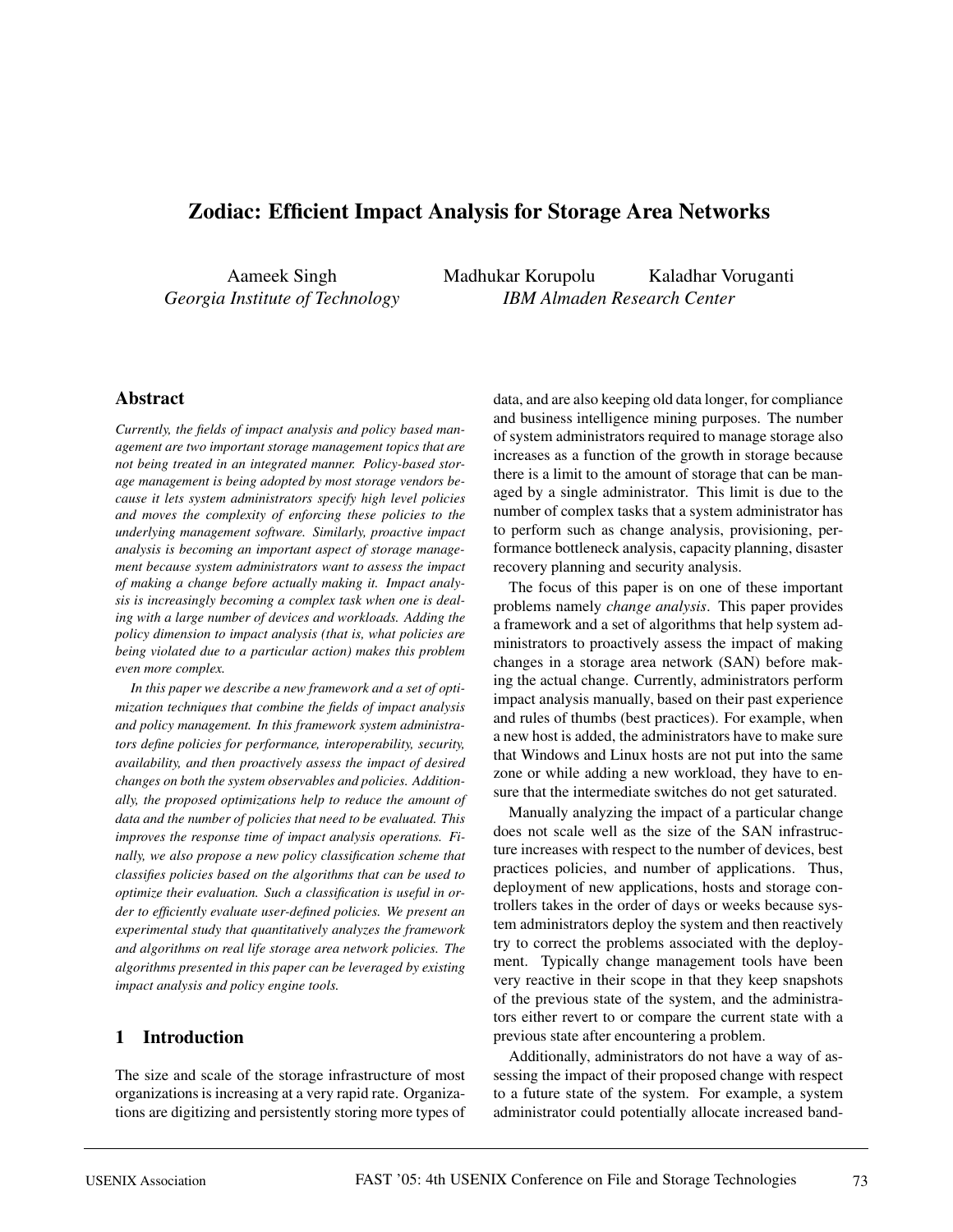# Zodiac: Efficient Impact Analysis for Storage Area Networks

Aameek Singh
*Georgia Institute of Technology*

Madhukar Korupolu Kaladhar Voruganti
*IBM Almaden Research Center*

## Abstract

*Currently, the fields of impact analysis and policy based management are two important storage management topics that are not being treated in an integrated manner. Policy-based storage management is being adopted by most storage vendors because it lets system administrators specify high level policies and moves the complexity of enforcing these policies to the underlying management software. Similarly, proactive impact analysis is becoming an important aspect of storage management because system administrators want to assess the impact of making a change before actually making it. Impact analysis is increasingly becoming a complex task when one is dealing with a large number of devices and workloads. Adding the policy dimension to impact analysis (that is, what policies are being violated due to a particular action) makes this problem even more complex.*

*In this paper we describe a new framework and a set of optimization techniques that combine the fields of impact analysis and policy management. In this framework system administrators define policies for performance, interoperability, security, availability, and then proactively assess the impact of desired changes on both the system observables and policies. Additionally, the proposed optimizations help to reduce the amount of data and the number of policies that need to be evaluated. This improves the response time of impact analysis operations. Finally, we also propose a new policy classification scheme that classifies policies based on the algorithms that can be used to optimize their evaluation. Such a classification is useful in order to efficiently evaluate user-defined policies. We present an experimental study that quantitatively analyzes the framework and algorithms on real life storage area network policies. The algorithms presented in this paper can be leveraged by existing impact analysis and policy engine tools.*

## 1 Introduction

The size and scale of the storage infrastructure of most organizations is increasing at a very rapid rate. Organizations are digitizing and persistently storing more types of data, and are also keeping old data longer, for compliance and business intelligence mining purposes. The number of system administrators required to manage storage also increases as a function of the growth in storage because there is a limit to the amount of storage that can be managed by a single administrator. This limit is due to the number of complex tasks that a system administrator has to perform such as change analysis, provisioning, performance bottleneck analysis, capacity planning, disaster recovery planning and security analysis.

The focus of this paper is on one of these important problems namely *change analysis*. This paper provides a framework and a set of algorithms that help system administrators to proactively assess the impact of making changes in a storage area network (SAN) before making the actual change. Currently, administrators perform impact analysis manually, based on their past experience and rules of thumbs (best practices). For example, when a new host is added, the administrators have to make sure that Windows and Linux hosts are not put into the same zone or while adding a new workload, they have to ensure that the intermediate switches do not get saturated.

Manually analyzing the impact of a particular change does not scale well as the size of the SAN infrastructure increases with respect to the number of devices, best practices policies, and number of applications. Thus, deployment of new applications, hosts and storage controllers takes in the order of days or weeks because system administrators deploy the system and then reactively try to correct the problems associated with the deployment. Typically change management tools have been very reactive in their scope in that they keep snapshots of the previous state of the system, and the administrators either revert to or compare the current state with a previous state after encountering a problem.

Additionally, administrators do not have a way of assessing the impact of their proposed change with respect to a future state of the system. For example, a system administrator could potentially allocate increased band-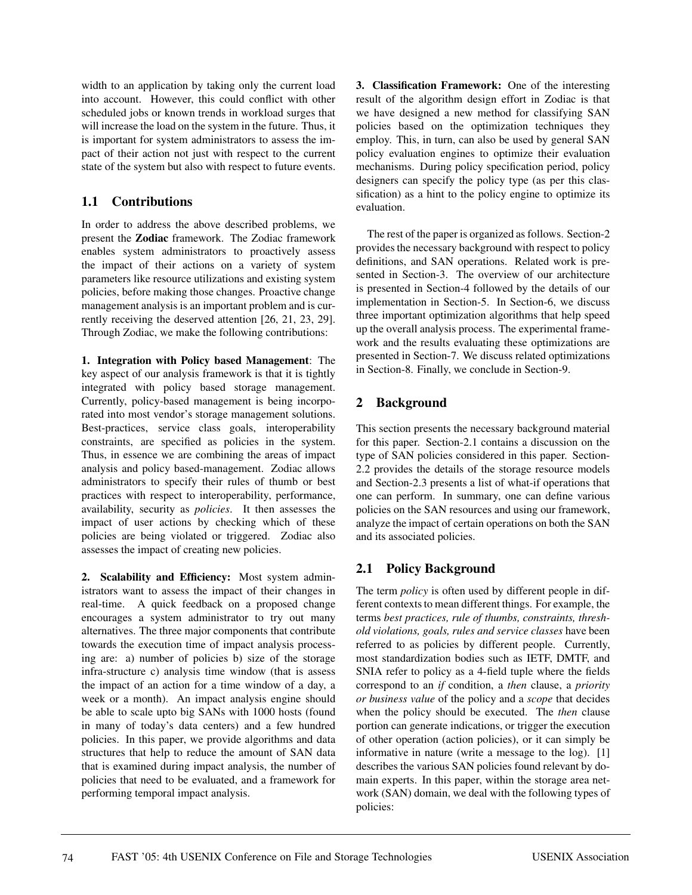width to an application by taking only the current load into account. However, this could conflict with other scheduled jobs or known trends in workload surges that will increase the load on the system in the future. Thus, it is important for system administrators to assess the impact of their action not just with respect to the current state of the system but also with respect to future events.

## 1.1 Contributions

In order to address the above described problems, we present the **Zodiac** framework. The Zodiac framework enables system administrators to proactively assess the impact of their actions on a variety of system parameters like resource utilizations and existing system policies, before making those changes. Proactive change management analysis is an important problem and is currently receiving the deserved attention [26, 21, 23, 29]. Through Zodiac, we make the following contributions:

**1. Integration with Policy based Management**: The key aspect of our analysis framework is that it is tightly integrated with policy based storage management. Currently, policy-based management is being incorporated into most vendor's storage management solutions. Best-practices, service class goals, interoperability constraints, are specified as policies in the system. Thus, in essence we are combining the areas of impact analysis and policy based-management. Zodiac allows administrators to specify their rules of thumb or best practices with respect to interoperability, performance, availability, security as *policies*. It then assesses the impact of user actions by checking which of these policies are being violated or triggered. Zodiac also assesses the impact of creating new policies.

**2. Scalability and Efficiency:** Most system administrators want to assess the impact of their changes in real-time. A quick feedback on a proposed change encourages a system administrator to try out many alternatives. The three major components that contribute towards the execution time of impact analysis processing are: a) number of policies b) size of the storage infra-structure c) analysis time window (that is assess the impact of an action for a time window of a day, a week or a month). An impact analysis engine should be able to scale upto big SANs with 1000 hosts (found in many of today's data centers) and a few hundred policies. In this paper, we provide algorithms and data structures that help to reduce the amount of SAN data that is examined during impact analysis, the number of policies that need to be evaluated, and a framework for performing temporal impact analysis.

**3. Classification Framework:** One of the interesting result of the algorithm design effort in Zodiac is that we have designed a new method for classifying SAN policies based on the optimization techniques they employ. This, in turn, can also be used by general SAN policy evaluation engines to optimize their evaluation mechanisms. During policy specification period, policy designers can specify the policy type (as per this classification) as a hint to the policy engine to optimize its evaluation.

The rest of the paper is organized as follows. Section-2 provides the necessary background with respect to policy definitions, and SAN operations. Related work is presented in Section-3. The overview of our architecture is presented in Section-4 followed by the details of our implementation in Section-5. In Section-6, we discuss three important optimization algorithms that help speed up the overall analysis process. The experimental framework and the results evaluating these optimizations are presented in Section-7. We discuss related optimizations in Section-8. Finally, we conclude in Section-9.

# 2 Background

This section presents the necessary background material for this paper. Section-2.1 contains a discussion on the type of SAN policies considered in this paper. Section-2.2 provides the details of the storage resource models and Section-2.3 presents a list of what-if operations that one can perform. In summary, one can define various policies on the SAN resources and using our framework, analyze the impact of certain operations on both the SAN and its associated policies.

## 2.1 Policy Background

The term *policy* is often used by different people in different contexts to mean different things. For example, the terms *best practices, rule of thumbs, constraints, threshold violations, goals, rules and service classes* have been referred to as policies by different people. Currently, most standardization bodies such as IETF, DMTF, and SNIA refer to policy as a 4-field tuple where the fields correspond to an *if* condition, a *then* clause, a *priority or business value* of the policy and a *scope* that decides when the policy should be executed. The *then* clause portion can generate indications, or trigger the execution of other operation (action policies), or it can simply be informative in nature (write a message to the log). [1] describes the various SAN policies found relevant by domain experts. In this paper, within the storage area network (SAN) domain, we deal with the following types of policies: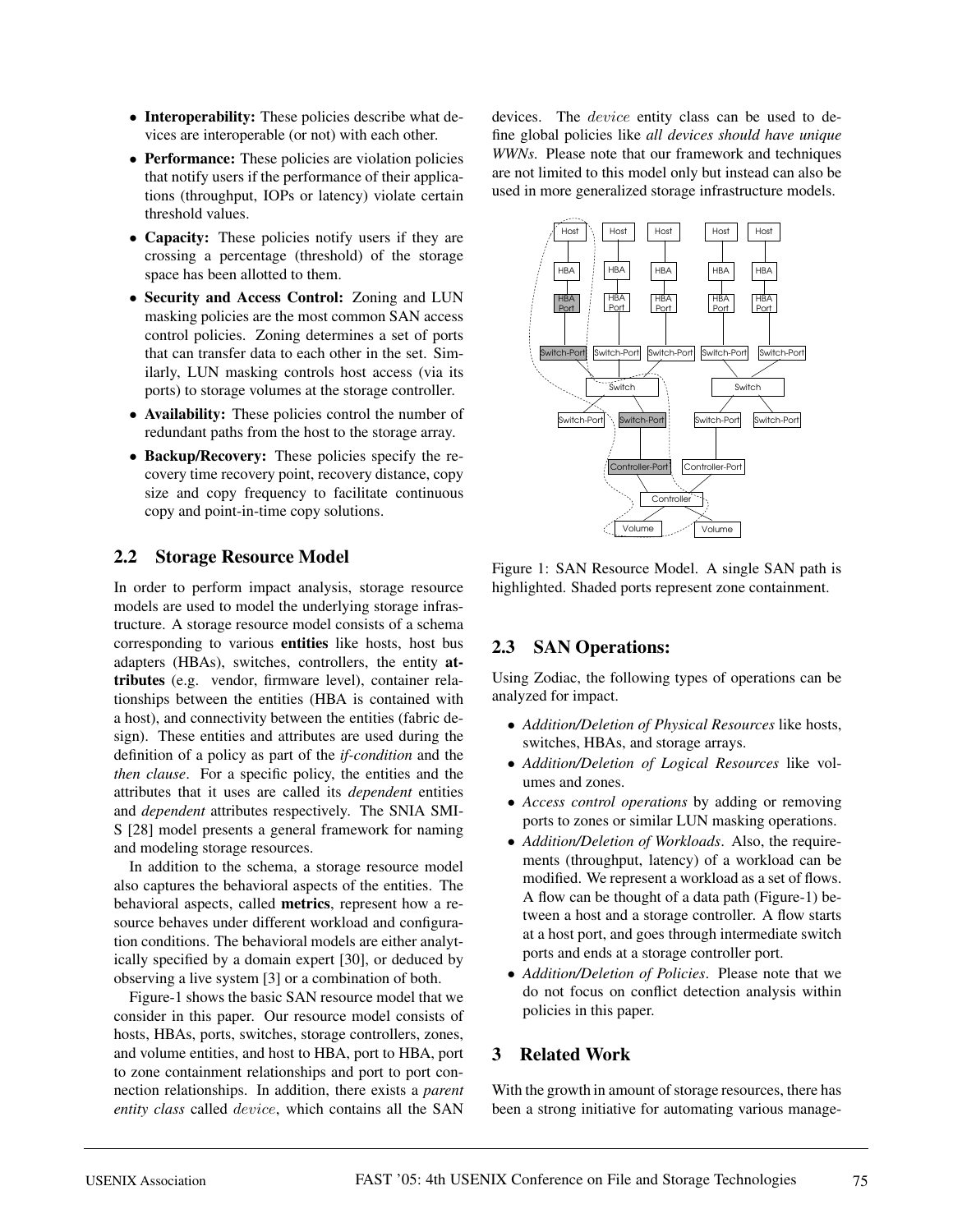- **Interoperability:** These policies describe what devices are interoperable (or not) with each other.
- **Performance:** These policies are violation policies that notify users if the performance of their applications (throughput, IOPs or latency) violate certain threshold values.
- **Capacity:** These policies notify users if they are crossing a percentage (threshold) of the storage space has been allotted to them.
- **Security and Access Control:** Zoning and LUN masking policies are the most common SAN access control policies. Zoning determines a set of ports that can transfer data to each other in the set. Similarly, LUN masking controls host access (via its ports) to storage volumes at the storage controller.
- **Availability:** These policies control the number of redundant paths from the host to the storage array.
- **Backup/Recovery:** These policies specify the recovery time recovery point, recovery distance, copy size and copy frequency to facilitate continuous copy and point-in-time copy solutions.

## 2.2 Storage Resource Model

In order to perform impact analysis, storage resource models are used to model the underlying storage infrastructure. A storage resource model consists of a schema corresponding to various **entities** like hosts, host bus adapters (HBAs), switches, controllers, the entity **attributes** (e.g. vendor, firmware level), container relationships between the entities (HBA is contained with a host), and connectivity between the entities (fabric design). These entities and attributes are used during the definition of a policy as part of the *if-condition* and the *then clause*. For a specific policy, the entities and the attributes that it uses are called its *dependent* entities and *dependent* attributes respectively. The SNIA SMI-S [28] model presents a general framework for naming and modeling storage resources.

In addition to the schema, a storage resource model also captures the behavioral aspects of the entities. The behavioral aspects, called **metrics**, represent how a resource behaves under different workload and configuration conditions. The behavioral models are either analytically specified by a domain expert [30], or deduced by observing a live system [3] or a combination of both.

Figure-1 shows the basic SAN resource model that we consider in this paper. Our resource model consists of hosts, HBAs, ports, switches, storage controllers, zones, and volume entities, and host to HBA, port to HBA, port to zone containment relationships and port to port connection relationships. In addition, there exists a *parent entity class* called *device*, which contains all the SAN devices. The *device* entity class can be used to define global policies like *all devices should have unique WWNs.* Please note that our framework and techniques are not limited to this model only but instead can also be used in more generalized storage infrastructure models.

Figure 1: SAN Resource Model. A single SAN path is highlighted. Shaded ports represent zone containment.

## 2.3 SAN Operations:

Using Zodiac, the following types of operations can be analyzed for impact.

- *Addition/Deletion of Physical Resources* like hosts, switches, HBAs, and storage arrays.
- *Addition/Deletion of Logical Resources* like volumes and zones.
- *Access control operations* by adding or removing ports to zones or similar LUN masking operations.
- *Addition/Deletion of Workloads*. Also, the requirements (throughput, latency) of a workload can be modified. We represent a workload as a set of flows. A flow can be thought of a data path (Figure-1) between a host and a storage controller. A flow starts at a host port, and goes through intermediate switch ports and ends at a storage controller port.
- *Addition/Deletion of Policies*. Please note that we do not focus on conflict detection analysis within policies in this paper.

## 3 Related Work

With the growth in amount of storage resources, there has been a strong initiative for automating various manage-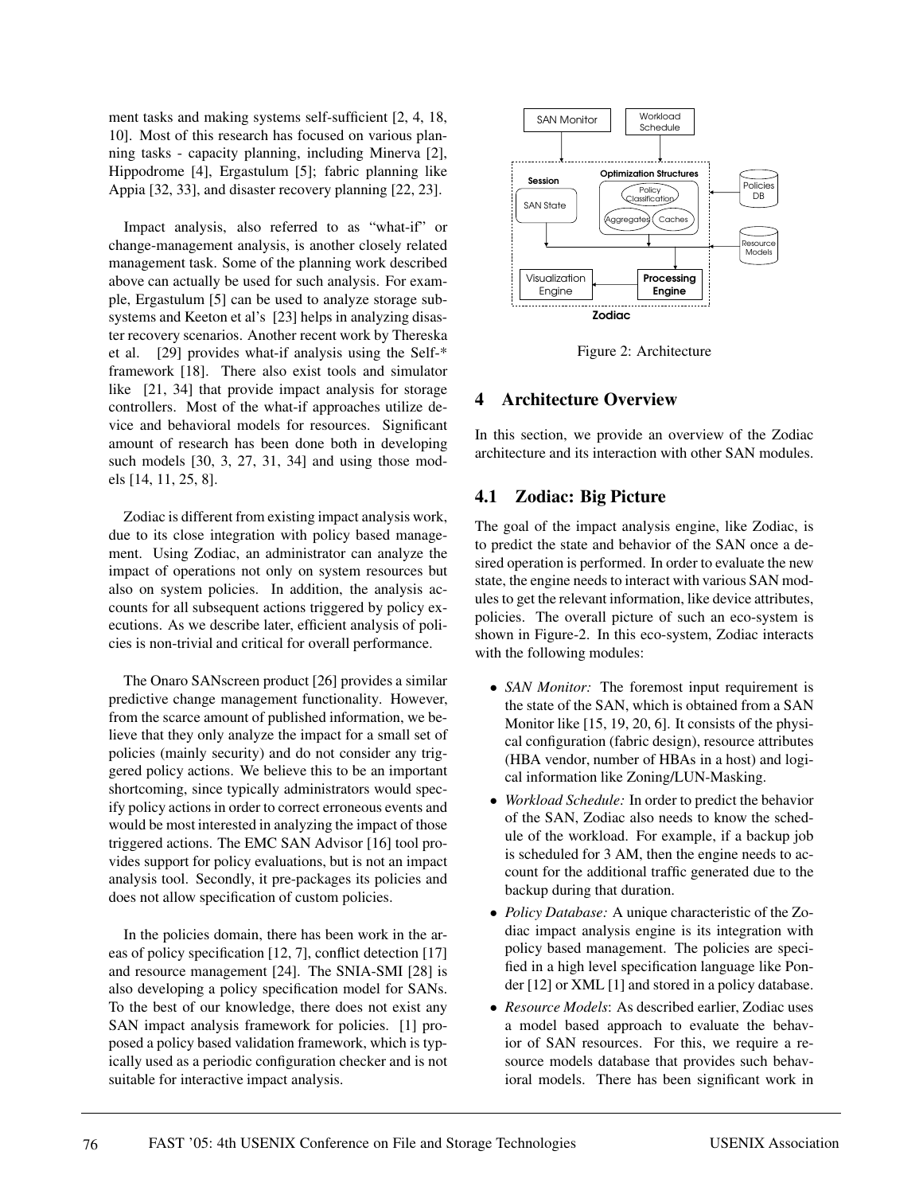ment tasks and making systems self-sufficient [2, 4, 18, 10]. Most of this research has focused on various planning tasks - capacity planning, including Minerva [2], Hippodrome [4], Ergastulum [5]; fabric planning like Appia [32, 33], and disaster recovery planning [22, 23].

Impact analysis, also referred to as "what-if" or change-management analysis, is another closely related management task. Some of the planning work described above can actually be used for such analysis. For example, Ergastulum [5] can be used to analyze storage subsystems and Keeton et al's [23] helps in analyzing disaster recovery scenarios. Another recent work by Thereska et al. [29] provides what-if analysis using the Self-* framework [18]. There also exist tools and simulator like [21, 34] that provide impact analysis for storage controllers. Most of the what-if approaches utilize device and behavioral models for resources. Significant amount of research has been done both in developing such models [30, 3, 27, 31, 34] and using those models [14, 11, 25, 8].

Zodiac is different from existing impact analysis work, due to its close integration with policy based management. Using Zodiac, an administrator can analyze the impact of operations not only on system resources but also on system policies. In addition, the analysis accounts for all subsequent actions triggered by policy executions. As we describe later, efficient analysis of policies is non-trivial and critical for overall performance.

The Onaro SANscreen product [26] provides a similar predictive change management functionality. However, from the scarce amount of published information, we believe that they only analyze the impact for a small set of policies (mainly security) and do not consider any triggered policy actions. We believe this to be an important shortcoming, since typically administrators would specify policy actions in order to correct erroneous events and would be most interested in analyzing the impact of those triggered actions. The EMC SAN Advisor [16] tool provides support for policy evaluations, but is not an impact analysis tool. Secondly, it pre-packages its policies and does not allow specification of custom policies.

In the policies domain, there has been work in the areas of policy specification [12, 7], conflict detection [17] and resource management [24]. The SNIA-SMI [28] is also developing a policy specification model for SANs. To the best of our knowledge, there does not exist any SAN impact analysis framework for policies. [1] proposed a policy based validation framework, which is typically used as a periodic configuration checker and is not suitable for interactive impact analysis.

Figure 2: Architecture

## 4 Architecture Overview

In this section, we provide an overview of the Zodiac architecture and its interaction with other SAN modules.

### 4.1 Zodiac: Big Picture

The goal of the impact analysis engine, like Zodiac, is to predict the state and behavior of the SAN once a desired operation is performed. In order to evaluate the new state, the engine needs to interact with various SAN modules to get the relevant information, like device attributes, policies. The overall picture of such an eco-system is shown in Figure-2. In this eco-system, Zodiac interacts with the following modules:

- *SAN Monitor:* The foremost input requirement is the state of the SAN, which is obtained from a SAN Monitor like [15, 19, 20, 6]. It consists of the physical configuration (fabric design), resource attributes (HBA vendor, number of HBAs in a host) and logical information like Zoning/LUN-Masking.
- *Workload Schedule:* In order to predict the behavior of the SAN, Zodiac also needs to know the schedule of the workload. For example, if a backup job is scheduled for 3 AM, then the engine needs to account for the additional traffic generated due to the backup during that duration.
- *Policy Database:* A unique characteristic of the Zodiac impact analysis engine is its integration with policy based management. The policies are specified in a high level specification language like Ponder [12] or XML [1] and stored in a policy database.
- *Resource Models*: As described earlier, Zodiac uses a model based approach to evaluate the behavior of SAN resources. For this, we require a resource models database that provides such behavioral models. There has been significant work in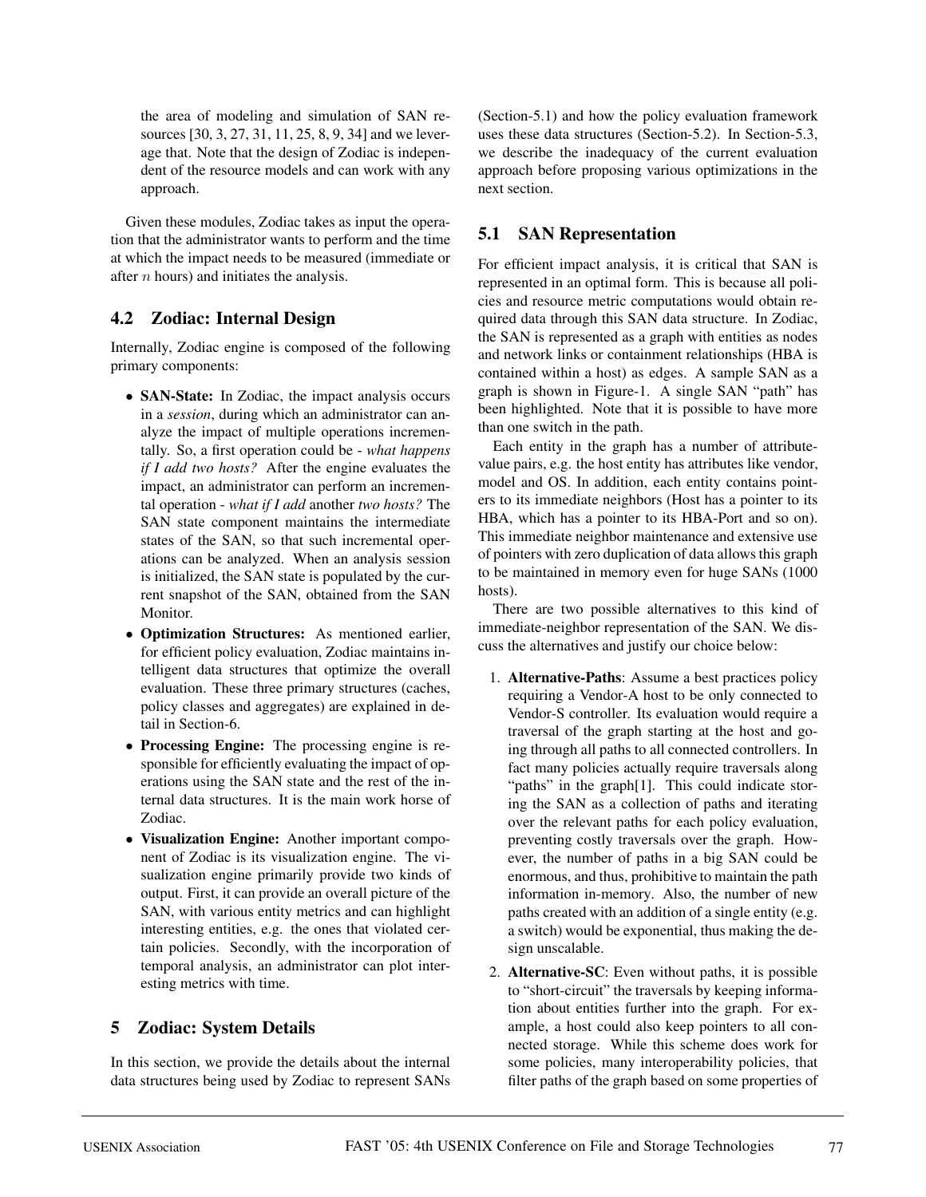the area of modeling and simulation of SAN resources [30, 3, 27, 31, 11, 25, 8, 9, 34] and we leverage that. Note that the design of Zodiac is independent of the resource models and can work with any approach.

Given these modules, Zodiac takes as input the operation that the administrator wants to perform and the time at which the impact needs to be measured (immediate or after $n$ hours) and initiates the analysis.

## 4.2 Zodiac: Internal Design

Internally, Zodiac engine is composed of the following primary components:

- **SAN-State:** In Zodiac, the impact analysis occurs in a *session*, during which an administrator can analyze the impact of multiple operations incrementally. So, a first operation could be - *what happens if I add two hosts?* After the engine evaluates the impact, an administrator can perform an incremental operation - *what if I add* another *two hosts?* The SAN state component maintains the intermediate states of the SAN, so that such incremental operations can be analyzed. When an analysis session is initialized, the SAN state is populated by the current snapshot of the SAN, obtained from the SAN Monitor.
- **Optimization Structures:** As mentioned earlier, for efficient policy evaluation, Zodiac maintains intelligent data structures that optimize the overall evaluation. These three primary structures (caches, policy classes and aggregates) are explained in detail in Section-6.
- **Processing Engine:** The processing engine is responsible for efficiently evaluating the impact of operations using the SAN state and the rest of the internal data structures. It is the main work horse of Zodiac.
- **Visualization Engine:** Another important component of Zodiac is its visualization engine. The visualization engine primarily provide two kinds of output. First, it can provide an overall picture of the SAN, with various entity metrics and can highlight interesting entities, e.g. the ones that violated certain policies. Secondly, with the incorporation of temporal analysis, an administrator can plot interesting metrics with time.

# 5 Zodiac: System Details

In this section, we provide the details about the internal data structures being used by Zodiac to represent SANs (Section-5.1) and how the policy evaluation framework uses these data structures (Section-5.2). In Section-5.3, we describe the inadequacy of the current evaluation approach before proposing various optimizations in the next section.

## 5.1 SAN Representation

For efficient impact analysis, it is critical that SAN is represented in an optimal form. This is because all policies and resource metric computations would obtain required data through this SAN data structure. In Zodiac, the SAN is represented as a graph with entities as nodes and network links or containment relationships (HBA is contained within a host) as edges. A sample SAN as a graph is shown in Figure-1. A single SAN "path" has been highlighted. Note that it is possible to have more than one switch in the path.

Each entity in the graph has a number of attribute-value pairs, e.g. the host entity has attributes like vendor, model and OS. In addition, each entity contains pointers to its immediate neighbors (Host has a pointer to its HBA, which has a pointer to its HBA-Port and so on). This immediate neighbor maintenance and extensive use of pointers with zero duplication of data allows this graph to be maintained in memory even for huge SANs (1000 hosts).

There are two possible alternatives to this kind of immediate-neighbor representation of the SAN. We discuss the alternatives and justify our choice below:

1. **Alternative-Paths**: Assume a best practices policy requiring a Vendor-A host to be only connected to Vendor-S controller. Its evaluation would require a traversal of the graph starting at the host and going through all paths to all connected controllers. In fact many policies actually require traversals along "paths" in the graph[1]. This could indicate storing the SAN as a collection of paths and iterating over the relevant paths for each policy evaluation, preventing costly traversals over the graph. However, the number of paths in a big SAN could be enormous, and thus, prohibitive to maintain the path information in-memory. Also, the number of new paths created with an addition of a single entity (e.g. a switch) would be exponential, thus making the design unscalable.
2. **Alternative-SC**: Even without paths, it is possible to "short-circuit" the traversals by keeping information about entities further into the graph. For example, a host could also keep pointers to all connected storage. While this scheme does work for some policies, many interoperability policies, that filter paths of the graph based on some properties of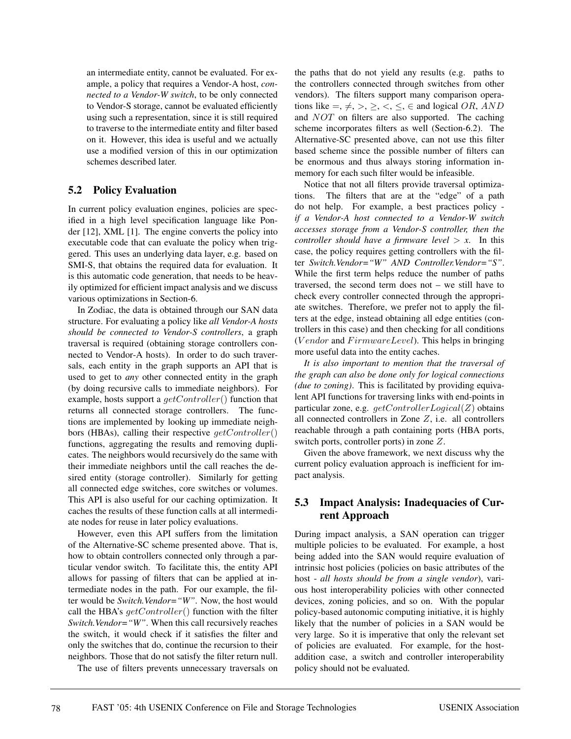an intermediate entity, cannot be evaluated. For example, a policy that requires a Vendor-A host, *connected to a Vendor-W switch*, to be only connected to Vendor-S storage, cannot be evaluated efficiently using such a representation, since it is still required to traverse to the intermediate entity and filter based on it. However, this idea is useful and we actually use a modified version of this in our optimization schemes described later.

## 5.2 Policy Evaluation

In current policy evaluation engines, policies are specified in a high level specification language like Ponder [12], XML [1]. The engine converts the policy into executable code that can evaluate the policy when triggered. This uses an underlying data layer, e.g. based on SMI-S, that obtains the required data for evaluation. It is this automatic code generation, that needs to be heavily optimized for efficient impact analysis and we discuss various optimizations in Section-6.

In Zodiac, the data is obtained through our SAN data structure. For evaluating a policy like *all Vendor-A hosts should be connected to Vendor-S controllers*, a graph traversal is required (obtaining storage controllers connected to Vendor-A hosts). In order to do such traversals, each entity in the graph supports an API that is used to get to *any* other connected entity in the graph (by doing recursive calls to immediate neighbors). For example, hosts support a $getController()$ function that returns all connected storage controllers. The functions are implemented by looking up immediate neighbors (HBAs), calling their respective $getController()$ functions, aggregating the results and removing duplicates. The neighbors would recursively do the same with their immediate neighbors until the call reaches the desired entity (storage controller). Similarly for getting all connected edge switches, core switches or volumes. This API is also useful for our caching optimization. It caches the results of these function calls at all intermediate nodes for reuse in later policy evaluations.

However, even this API suffers from the limitation of the Alternative-SC scheme presented above. That is, how to obtain controllers connected only through a particular vendor switch. To facilitate this, the entity API allows for passing of filters that can be applied at intermediate nodes in the path. For our example, the filter would be *Switch.Vendor="W"*. Now, the host would call the HBA's $getController()$ function with the filter *Switch.Vendor="W"*. When this call recursively reaches the switch, it would check if it satisfies the filter and only the switches that do, continue the recursion to their neighbors. Those that do not satisfy the filter return null.

The use of filters prevents unnecessary traversals on the paths that do not yield any results (e.g. paths to the controllers connected through switches from other vendors). The filters support many comparison operations like $=, \neq, >, \geq, <, \leq, \in$ and logical $OR$, $AND$ and $NOT$ on filters are also supported. The caching scheme incorporates filters as well (Section-6.2). The Alternative-SC presented above, can not use this filter based scheme since the possible number of filters can be enormous and thus always storing information in-memory for each such filter would be infeasible.

Notice that not all filters provide traversal optimizations. The filters that are at the "edge" of a path do not help. For example, a best practices policy - *if a Vendor-A host connected to a Vendor-W switch accesses storage from a Vendor-S controller, then the controller should have a firmware level > x*. In this case, the policy requires getting controllers with the filter *Switch.Vendor="W" AND Controller.Vendor="S"*. While the first term helps reduce the number of paths traversed, the second term does not – we still have to check every controller connected through the appropriate switches. Therefore, we prefer not to apply the filters at the edge, instead obtaining all edge entities (controllers in this case) and then checking for all conditions ($Vendor$ and $FirmwareLevel$). This helps in bringing more useful data into the entity caches.

*It is also important to mention that the traversal of the graph can also be done only for logical connections (due to zoning)*. This is facilitated by providing equivalent API functions for traversing links with end-points in particular zone, e.g. $getControllerLogical(Z)$ obtains all connected controllers in Zone $Z$, i.e. all controllers reachable through a path containing ports (HBA ports, switch ports, controller ports) in zone $Z$.

Given the above framework, we next discuss why the current policy evaluation approach is inefficient for impact analysis.

## 5.3 Impact Analysis: Inadequacies of Current Approach

During impact analysis, a SAN operation can trigger multiple policies to be evaluated. For example, a host being added into the SAN would require evaluation of intrinsic host policies (policies on basic attributes of the host - *all hosts should be from a single vendor*), various host interoperability policies with other connected devices, zoning policies, and so on. With the popular policy-based autonomic computing initiative, it is highly likely that the number of policies in a SAN would be very large. So it is imperative that only the relevant set of policies are evaluated. For example, for the host-addition case, a switch and controller interoperability policy should not be evaluated.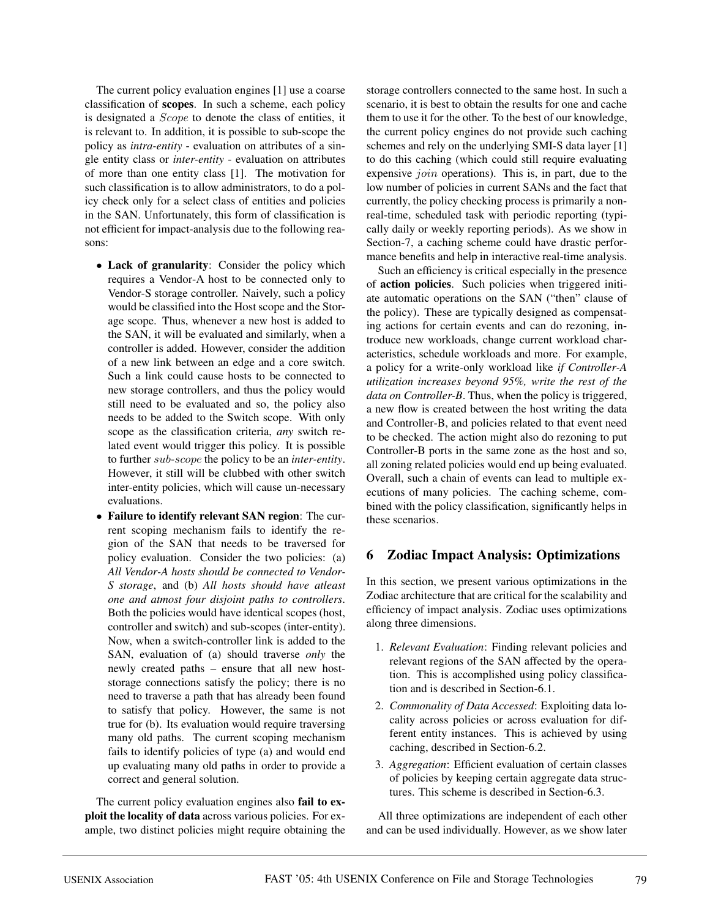The current policy evaluation engines [1] use a coarse classification of **scopes**. In such a scheme, each policy is designated a $Scope$ to denote the class of entities, it is relevant to. In addition, it is possible to sub-scope the policy as *intra-entity* - evaluation on attributes of a single entity class or *inter-entity* - evaluation on attributes of more than one entity class [1]. The motivation for such classification is to allow administrators, to do a policy check only for a select class of entities and policies in the SAN. Unfortunately, this form of classification is not efficient for impact-analysis due to the following reasons:

- **Lack of granularity**: Consider the policy which requires a Vendor-A host to be connected only to Vendor-S storage controller. Naively, such a policy would be classified into the Host scope and the Storage scope. Thus, whenever a new host is added to the SAN, it will be evaluated and similarly, when a controller is added. However, consider the addition of a new link between an edge and a core switch. Such a link could cause hosts to be connected to new storage controllers, and thus the policy would still need to be evaluated and so, the policy also needs to be added to the Switch scope. With only scope as the classification criteria, *any* switch related event would trigger this policy. It is possible to further $sub\text{-}scope$ the policy to be an *inter-entity*. However, it still will be clubbed with other switch inter-entity policies, which will cause un-necessary evaluations.
- **Failure to identify relevant SAN region**: The current scoping mechanism fails to identify the region of the SAN that needs to be traversed for policy evaluation. Consider the two policies: (a) *All Vendor-A hosts should be connected to Vendor-S storage*, and (b) *All hosts should have atleast one and atmost four disjoint paths to controllers*. Both the policies would have identical scopes (host, controller and switch) and sub-scopes (inter-entity). Now, when a switch-controller link is added to the SAN, evaluation of (a) should traverse *only* the newly created paths – ensure that all new host-storage connections satisfy the policy; there is no need to traverse a path that has already been found to satisfy that policy. However, the same is not true for (b). Its evaluation would require traversing many old paths. The current scoping mechanism fails to identify policies of type (a) and would end up evaluating many old paths in order to provide a correct and general solution.

The current policy evaluation engines also **fail to exploit the locality of data** across various policies. For example, two distinct policies might require obtaining the storage controllers connected to the same host. In such a scenario, it is best to obtain the results for one and cache them to use it for the other. To the best of our knowledge, the current policy engines do not provide such caching schemes and rely on the underlying SMI-S data layer [1] to do this caching (which could still require evaluating expensive $join$ operations). This is, in part, due to the low number of policies in current SANs and the fact that currently, the policy checking process is primarily a non-real-time, scheduled task with periodic reporting (typically daily or weekly reporting periods). As we show in Section-7, a caching scheme could have drastic performance benefits and help in interactive real-time analysis.

Such an efficiency is critical especially in the presence of **action policies**. Such policies when triggered initiate automatic operations on the SAN ("then" clause of the policy). These are typically designed as compensating actions for certain events and can do rezoning, introduce new workloads, change current workload characteristics, schedule workloads and more. For example, a policy for a write-only workload like *if Controller-A utilization increases beyond 95%, write the rest of the data on Controller-B*. Thus, when the policy is triggered, a new flow is created between the host writing the data and Controller-B, and policies related to that event need to be checked. The action might also do rezoning to put Controller-B ports in the same zone as the host and so, all zoning related policies would end up being evaluated. Overall, such a chain of events can lead to multiple executions of many policies. The caching scheme, combined with the policy classification, significantly helps in these scenarios.

## 6 Zodiac Impact Analysis: Optimizations

In this section, we present various optimizations in the Zodiac architecture that are critical for the scalability and efficiency of impact analysis. Zodiac uses optimizations along three dimensions.

1. *Relevant Evaluation*: Finding relevant policies and relevant regions of the SAN affected by the operation. This is accomplished using policy classification and is described in Section-6.1.
2. *Commonality of Data Accessed*: Exploiting data locality across policies or across evaluation for different entity instances. This is achieved by using caching, described in Section-6.2.
3. *Aggregation*: Efficient evaluation of certain classes of policies by keeping certain aggregate data structures. This scheme is described in Section-6.3.

All three optimizations are independent of each other and can be used individually. However, as we show later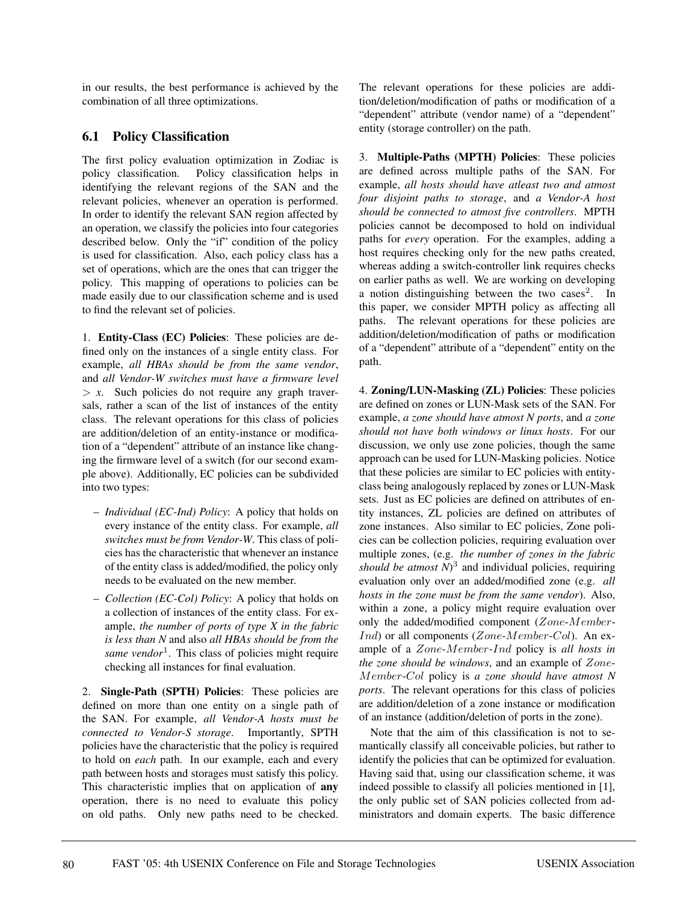in our results, the best performance is achieved by the combination of all three optimizations.

## 6.1 Policy Classification

The first policy evaluation optimization in Zodiac is policy classification. Policy classification helps in identifying the relevant regions of the SAN and the relevant policies, whenever an operation is performed. In order to identify the relevant SAN region affected by an operation, we classify the policies into four categories described below. Only the "if" condition of the policy is used for classification. Also, each policy class has a set of operations, which are the ones that can trigger the policy. This mapping of operations to policies can be made easily due to our classification scheme and is used to find the relevant set of policies.

1. **Entity-Class (EC) Policies**: These policies are defined only on the instances of a single entity class. For example, *all HBAs should be from the same vendor*, and *all Vendor-W switches must have a firmware level > x*. Such policies do not require any graph traversals, rather a scan of the list of instances of the entity class. The relevant operations for this class of policies are addition/deletion of an entity-instance or modification of a "dependent" attribute of an instance like changing the firmware level of a switch (for our second example above). Additionally, EC policies can be subdivided into two types:

- *Individual (EC-Ind) Policy*: A policy that holds on every instance of the entity class. For example, *all switches must be from Vendor-W*. This class of policies has the characteristic that whenever an instance of the entity class is added/modified, the policy only needs to be evaluated on the new member.
- *Collection (EC-Col) Policy*: A policy that holds on a collection of instances of the entity class. For example, *the number of ports of type X in the fabric is less than N* and also *all HBAs should be from the same vendor*[1]. This class of policies might require checking all instances for final evaluation.

2. **Single-Path (SPTH) Policies**: These policies are defined on more than one entity on a single path of the SAN. For example, *all Vendor-A hosts must be connected to Vendor-S storage*. Importantly, SPTH policies have the characteristic that the policy is required to hold on *each* path. In our example, each and every path between hosts and storages must satisfy this policy. This characteristic implies that on application of **any** operation, there is no need to evaluate this policy on old paths. Only new paths need to be checked. The relevant operations for these policies are addition/deletion/modification of paths or modification of a "dependent" attribute (vendor name) of a "dependent" entity (storage controller) on the path.

3. **Multiple-Paths (MPTH) Policies**: These policies are defined across multiple paths of the SAN. For example, *all hosts should have atleast two and atmost four disjoint paths to storage*, and *a Vendor-A host should be connected to atmost five controllers*. MPTH policies cannot be decomposed to hold on individual paths for *every* operation. For the examples, adding a host requires checking only for the new paths created, whereas adding a switch-controller link requires checks on earlier paths as well. We are working on developing a notion distinguishing between the two cases[2]. In this paper, we consider MPTH policy as affecting all paths. The relevant operations for these policies are addition/deletion/modification of paths or modification of a "dependent" attribute of a "dependent" entity on the path.

4. **Zoning/LUN-Masking (ZL) Policies**: These policies are defined on zones or LUN-Mask sets of the SAN. For example, *a zone should have atmost N ports*, and *a zone should not have both windows or linux hosts*. For our discussion, we only use zone policies, though the same approach can be used for LUN-Masking policies. Notice that these policies are similar to EC policies with entity-class being analogously replaced by zones or LUN-Mask sets. Just as EC policies are defined on attributes of entity instances, ZL policies are defined on attributes of zone instances. Also similar to EC policies, Zone policies can be collection policies, requiring evaluation over multiple zones, (e.g. *the number of zones in the fabric should be atmost N*)[3] and individual policies, requiring evaluation only over an added/modified zone (e.g. *all hosts in the zone must be from the same vendor*). Also, within a zone, a policy might require evaluation over only the added/modified component ($Zone$-$Member$-$Ind$) or all components ($Zone$-$Member$-$Col$). An example of a $Zone$-$Member$-$Ind$ policy is *all hosts in the zone should be windows*, and an example of $Zone$-$Member$-$Col$ policy is *a zone should have atmost N ports*. The relevant operations for this class of policies are addition/deletion of a zone instance or modification of an instance (addition/deletion of ports in the zone).

Note that the aim of this classification is not to semantically classify all conceivable policies, but rather to identify the policies that can be optimized for evaluation. Having said that, using our classification scheme, it was indeed possible to classify all policies mentioned in [1], the only public set of SAN policies collected from administrators and domain experts. The basic difference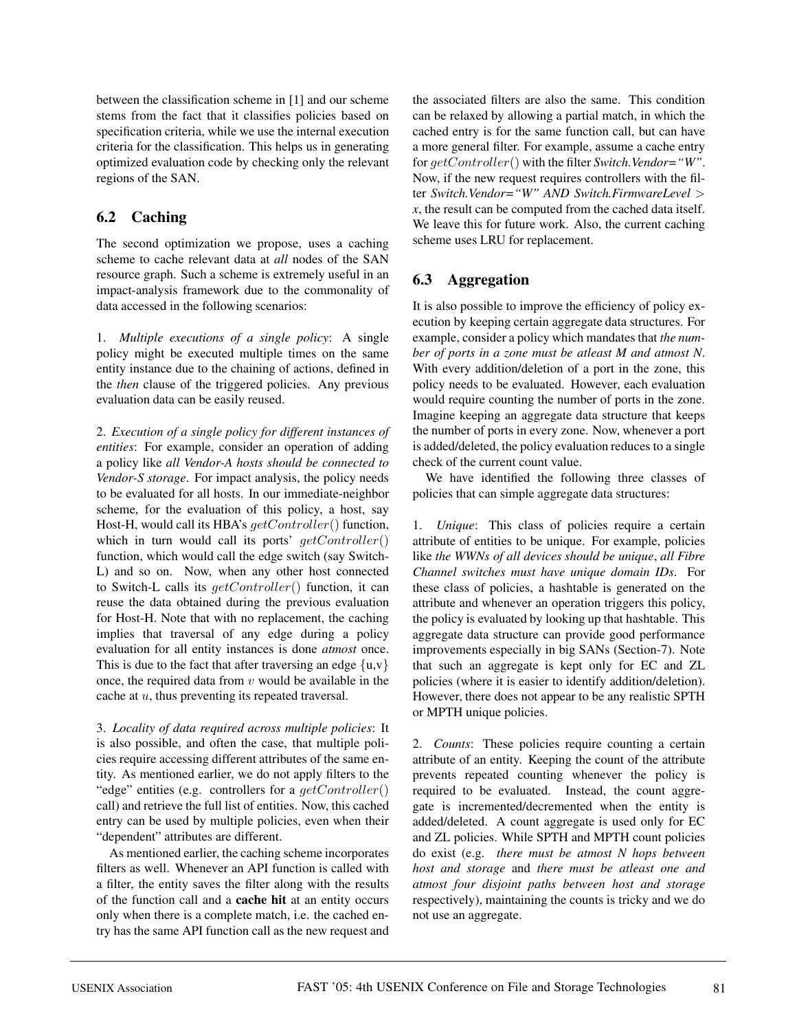between the classification scheme in [1] and our scheme stems from the fact that it classifies policies based on specification criteria, while we use the internal execution criteria for the classification. This helps us in generating optimized evaluation code by checking only the relevant regions of the SAN.

### 6.2 Caching

The second optimization we propose, uses a caching scheme to cache relevant data at *all* nodes of the SAN resource graph. Such a scheme is extremely useful in an impact-analysis framework due to the commonality of data accessed in the following scenarios:

1. *Multiple executions of a single policy*: A single policy might be executed multiple times on the same entity instance due to the chaining of actions, defined in the *then* clause of the triggered policies. Any previous evaluation data can be easily reused.

2. *Execution of a single policy for different instances of entities*: For example, consider an operation of adding a policy like *all Vendor-A hosts should be connected to Vendor-S storage*. For impact analysis, the policy needs to be evaluated for all hosts. In our immediate-neighbor scheme, for the evaluation of this policy, a host, say Host-H, would call its HBA's $getController()$ function, which in turn would call its ports' $getController()$ function, which would call the edge switch (say Switch-L) and so on. Now, when any other host connected to Switch-L calls its $getController()$ function, it can reuse the data obtained during the previous evaluation for Host-H. Note that with no replacement, the caching implies that traversal of any edge during a policy evaluation for all entity instances is done *atmost* once. This is due to the fact that after traversing an edge $\{u,v\}$ once, the required data from $v$ would be available in the cache at $u$, thus preventing its repeated traversal.

3. *Locality of data required across multiple policies*: It is also possible, and often the case, that multiple policies require accessing different attributes of the same entity. As mentioned earlier, we do not apply filters to the "edge" entities (e.g. controllers for a $getController()$ call) and retrieve the full list of entities. Now, this cached entry can be used by multiple policies, even when their "dependent" attributes are different.

As mentioned earlier, the caching scheme incorporates filters as well. Whenever an API function is called with a filter, the entity saves the filter along with the results of the function call and a **cache hit** at an entity occurs only when there is a complete match, i.e. the cached entry has the same API function call as the new request and the associated filters are also the same. This condition can be relaxed by allowing a partial match, in which the cached entry is for the same function call, but can have a more general filter. For example, assume a cache entry for $getController()$ with the filter *Switch.Vendor="W"*. Now, if the new request requires controllers with the filter *Switch.Vendor="W" AND Switch.FirmwareLevel* $>$ *x*, the result can be computed from the cached data itself. We leave this for future work. Also, the current caching scheme uses LRU for replacement.

### 6.3 Aggregation

It is also possible to improve the efficiency of policy execution by keeping certain aggregate data structures. For example, consider a policy which mandates that *the number of ports in a zone must be atleast M and atmost N*. With every addition/deletion of a port in the zone, this policy needs to be evaluated. However, each evaluation would require counting the number of ports in the zone. Imagine keeping an aggregate data structure that keeps the number of ports in every zone. Now, whenever a port is added/deleted, the policy evaluation reduces to a single check of the current count value.

We have identified the following three classes of policies that can simple aggregate data structures:

1. *Unique*: This class of policies require a certain attribute of entities to be unique. For example, policies like *the WWNs of all devices should be unique*, *all Fibre Channel switches must have unique domain IDs*. For these class of policies, a hashtable is generated on the attribute and whenever an operation triggers this policy, the policy is evaluated by looking up that hashtable. This aggregate data structure can provide good performance improvements especially in big SANs (Section-7). Note that such an aggregate is kept only for EC and ZL policies (where it is easier to identify addition/deletion). However, there does not appear to be any realistic SPTH or MPTH unique policies.

2. *Counts*: These policies require counting a certain attribute of an entity. Keeping the count of the attribute prevents repeated counting whenever the policy is required to be evaluated. Instead, the count aggregate is incremented/decremented when the entity is added/deleted. A count aggregate is used only for EC and ZL policies. While SPTH and MPTH count policies do exist (e.g. *there must be atmost N hops between host and storage* and *there must be atleast one and atmost four disjoint paths between host and storage* respectively), maintaining the counts is tricky and we do not use an aggregate.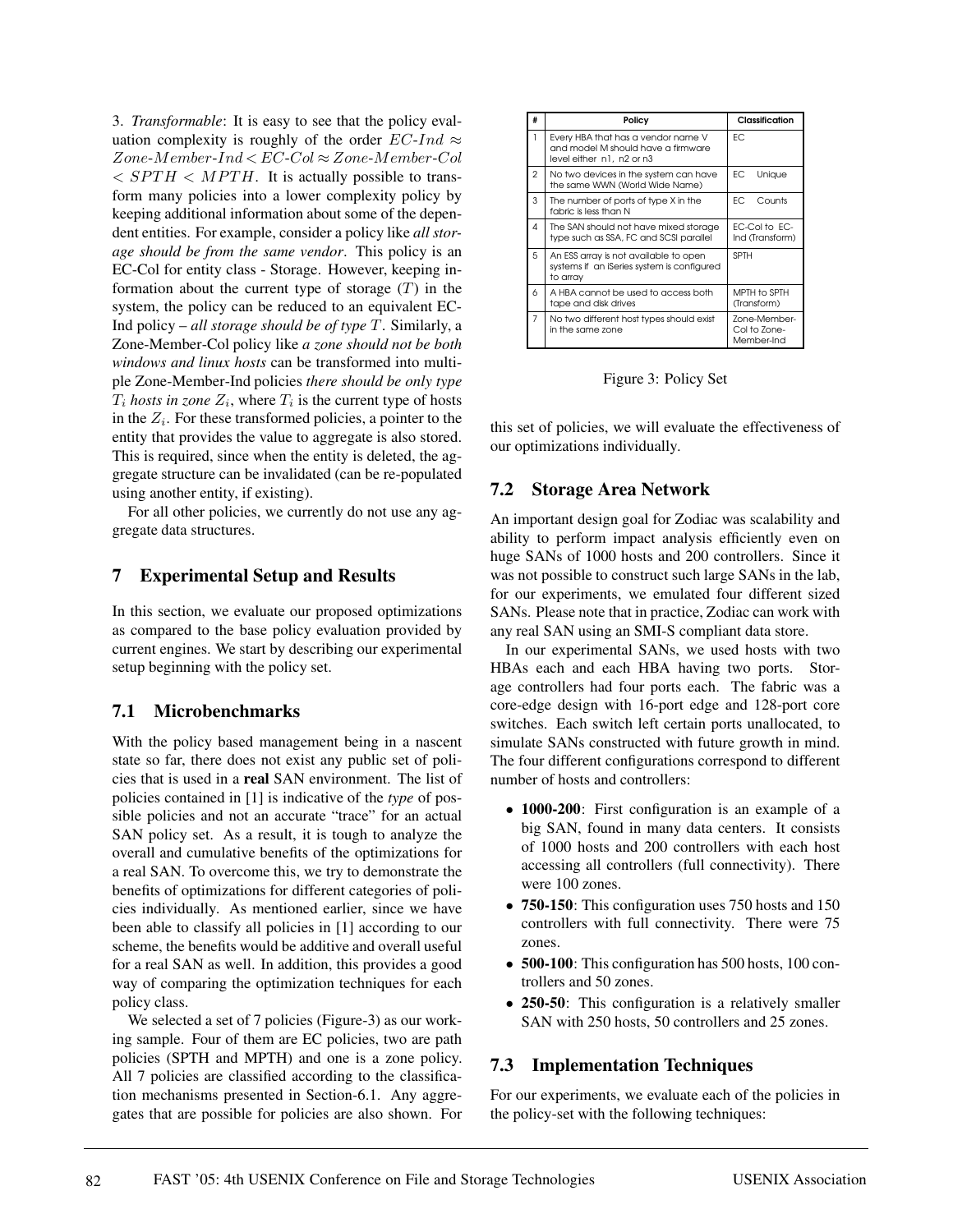3. *Transformable*: It is easy to see that the policy evaluation complexity is roughly of the order $EC\text{-}Ind \approx Zone\text{-}Member\text{-}Ind < EC\text{-}Col \approx Zone\text{-}Member\text{-}Col < SPTH < MPTH$. It is actually possible to transform many policies into a lower complexity policy by keeping additional information about some of the dependent entities. For example, consider a policy like *all storage should be from the same vendor*. This policy is an EC-Col for entity class - Storage. However, keeping information about the current type of storage ($T$) in the system, the policy can be reduced to an equivalent EC-Ind policy – *all storage should be of type* $T$. Similarly, a Zone-Member-Col policy like *a zone should not be both windows and linux hosts* can be transformed into multiple Zone-Member-Ind policies *there should be only type* $T_i$ *hosts in zone* $Z_i$, where $T_i$ is the current type of hosts in the $Z_i$. For these transformed policies, a pointer to the entity that provides the value to aggregate is also stored. This is required, since when the entity is deleted, the aggregate structure can be invalidated (can be re-populated using another entity, if existing).

For all other policies, we currently do not use any aggregate data structures.

## 7 Experimental Setup and Results

In this section, we evaluate our proposed optimizations as compared to the base policy evaluation provided by current engines. We start by describing our experimental setup beginning with the policy set.

### 7.1 Microbenchmarks

With the policy based management being in a nascent state so far, there does not exist any public set of policies that is used in a **real** SAN environment. The list of policies contained in [1] is indicative of the *type* of possible policies and not an accurate "trace" for an actual SAN policy set. As a result, it is tough to analyze the overall and cumulative benefits of the optimizations for a real SAN. To overcome this, we try to demonstrate the benefits of optimizations for different categories of policies individually. As mentioned earlier, since we have been able to classify all policies in [1] according to our scheme, the benefits would be additive and overall useful for a real SAN as well. In addition, this provides a good way of comparing the optimization techniques for each policy class.

We selected a set of 7 policies (Figure-3) as our working sample. Four of them are EC policies, two are path policies (SPTH and MPTH) and one is a zone policy. All 7 policies are classified according to the classification mechanisms presented in Section-6.1. Any aggregates that are possible for policies are also shown. For this set of policies, we will evaluate the effectiveness of our optimizations individually.

| # | Policy | Classification |
|---|---|---|
| 1 | Every HBA that has a vendor name V and model M should have a firmware level either n1, n2 or n3 | EC |
| 2 | No two devices in the system can have the same WWN (World Wide Name) | EC Unique |
| 3 | The number of ports of type X in the fabric is less than N | EC Counts |
| 4 | The SAN should not have mixed storage type such as SSA, FC and SCSI parallel | EC-Col to EC-Ind (Transform) |
| 5 | An ESS array is not available to open systems if an iSeries system is configured to array | SPTH |
| 6 | A HBA cannot be used to access both tape and disk drives | MPTH to SPTH (Transform) |
| 7 | No two different host types should exist in the same zone | Zone-Member-Col to Zone-Member-Ind |

Figure 3: Policy Set

### 7.2 Storage Area Network

An important design goal for Zodiac was scalability and ability to perform impact analysis efficiently even on huge SANs of 1000 hosts and 200 controllers. Since it was not possible to construct such large SANs in the lab, for our experiments, we emulated four different sized SANs. Please note that in practice, Zodiac can work with any real SAN using an SMI-S compliant data store.

In our experimental SANs, we used hosts with two HBAs each and each HBA having two ports. Storage controllers had four ports each. The fabric was a core-edge design with 16-port edge and 128-port core switches. Each switch left certain ports unallocated, to simulate SANs constructed with future growth in mind. The four different configurations correspond to different number of hosts and controllers:

- **1000-200**: First configuration is an example of a big SAN, found in many data centers. It consists of 1000 hosts and 200 controllers with each host accessing all controllers (full connectivity). There were 100 zones.
- **750-150**: This configuration uses 750 hosts and 150 controllers with full connectivity. There were 75 zones.
- **500-100**: This configuration has 500 hosts, 100 controllers and 50 zones.
- **250-50**: This configuration is a relatively smaller SAN with 250 hosts, 50 controllers and 25 zones.

### 7.3 Implementation Techniques

For our experiments, we evaluate each of the policies in the policy-set with the following techniques: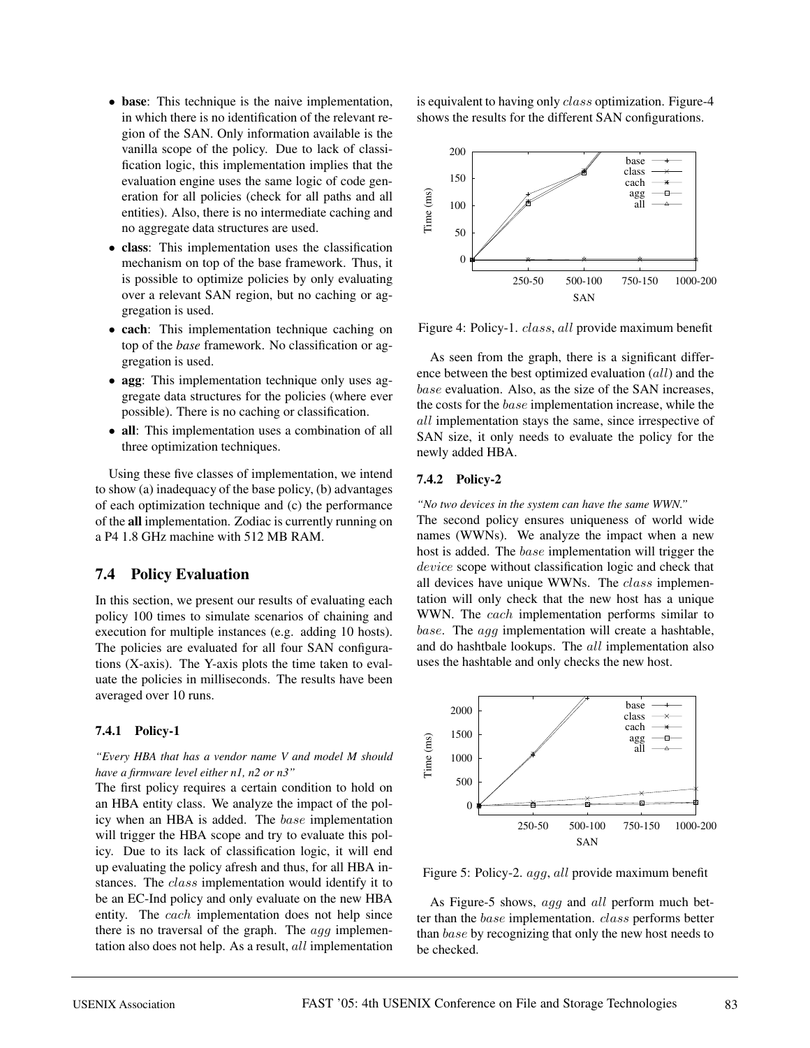- **base**: This technique is the naive implementation, in which there is no identification of the relevant region of the SAN. Only information available is the vanilla scope of the policy. Due to lack of classification logic, this implementation implies that the evaluation engine uses the same logic of code generation for all policies (check for all paths and all entities). Also, there is no intermediate caching and no aggregate data structures are used.
- **class**: This implementation uses the classification mechanism on top of the base framework. Thus, it is possible to optimize policies by only evaluating over a relevant SAN region, but no caching or aggregation is used.
- **cach**: This implementation technique caching on top of the *base* framework. No classification or aggregation is used.
- **agg**: This implementation technique only uses aggregate data structures for the policies (where ever possible). There is no caching or classification.
- **all**: This implementation uses a combination of all three optimization techniques.

Using these five classes of implementation, we intend to show (a) inadequacy of the base policy, (b) advantages of each optimization technique and (c) the performance of the **all** implementation. Zodiac is currently running on a P4 1.8 GHz machine with 512 MB RAM.

## 7.4 Policy Evaluation

In this section, we present our results of evaluating each policy 100 times to simulate scenarios of chaining and execution for multiple instances (e.g. adding 10 hosts). The policies are evaluated for all four SAN configurations (X-axis). The Y-axis plots the time taken to evaluate the policies in milliseconds. The results have been averaged over 10 runs.

### 7.4.1 Policy-1

***"Every HBA that has a vendor name V and model M should have a firmware level either n1, n2 or n3"***

The first policy requires a certain condition to hold on an HBA entity class. We analyze the impact of the policy when an HBA is added. The *base* implementation will trigger the HBA scope and try to evaluate this policy. Due to its lack of classification logic, it will end up evaluating the policy afresh and thus, for all HBA instances. The *class* implementation would identify it to be an EC-Ind policy and only evaluate on the new HBA entity. The *cach* implementation does not help since there is no traversal of the graph. The *agg* implementation also does not help. As a result, *all* implementation is equivalent to having only *class* optimization. Figure-4 shows the results for the different SAN configurations.

Figure 4: Policy-1. *class*, *all* provide maximum benefit

As seen from the graph, there is a significant difference between the best optimized evaluation (*all*) and the *base* evaluation. Also, as the size of the SAN increases, the costs for the *base* implementation increase, while the *all* implementation stays the same, since irrespective of SAN size, it only needs to evaluate the policy for the newly added HBA.

### 7.4.2 Policy-2

***"No two devices in the system can have the same WWN."***

The second policy ensures uniqueness of world wide names (WWNs). We analyze the impact when a new host is added. The *base* implementation will trigger the *device* scope without classification logic and check that all devices have unique WWNs. The *class* implementation will only check that the new host has a unique WWN. The *cach* implementation performs similar to *base*. The *agg* implementation will create a hashtable, and do hashtbale lookups. The *all* implementation also uses the hashtable and only checks the new host.

Figure 5: Policy-2. *agg*, *all* provide maximum benefit

As Figure-5 shows, *agg* and *all* perform much better than the *base* implementation. *class* performs better than *base* by recognizing that only the new host needs to be checked.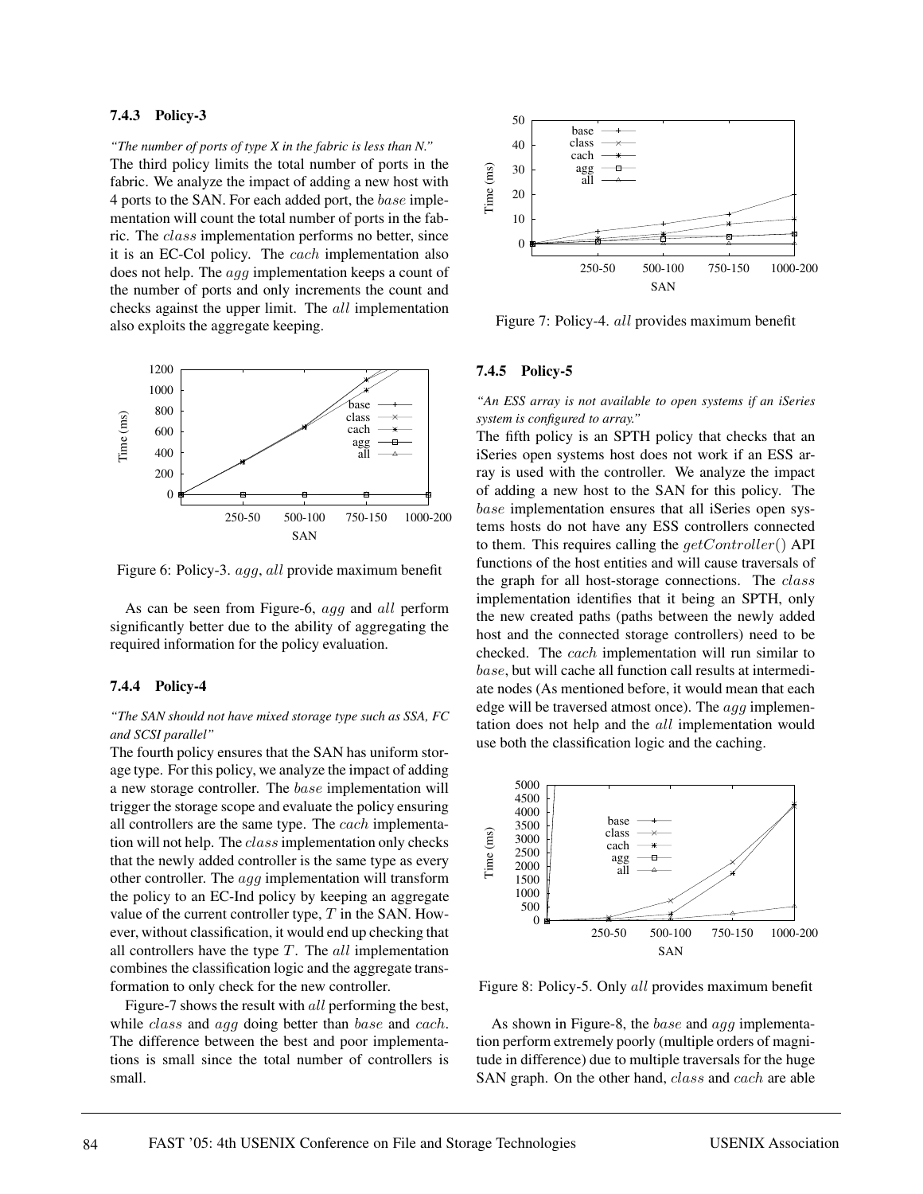### 7.4.3 Policy-3

*"The number of ports of type X in the fabric is less than N."*

The third policy limits the total number of ports in the fabric. We analyze the impact of adding a new host with 4 ports to the SAN. For each added port, the $base$ implementation will count the total number of ports in the fabric. The $class$ implementation performs no better, since it is an EC-Col policy. The $cach$ implementation also does not help. The $agg$ implementation keeps a count of the number of ports and only increments the count and checks against the upper limit. The $all$ implementation also exploits the aggregate keeping.

Figure 6: Policy-3. $agg$, $all$ provide maximum benefit

As can be seen from Figure-6, $agg$ and $all$ perform significantly better due to the ability of aggregating the required information for the policy evaluation.

### 7.4.4 Policy-4

*"The SAN should not have mixed storage type such as SSA, FC and SCSI parallel"*

The fourth policy ensures that the SAN has uniform storage type. For this policy, we analyze the impact of adding a new storage controller. The $base$ implementation will trigger the storage scope and evaluate the policy ensuring all controllers are the same type. The $cach$ implementation will not help. The $class$ implementation only checks that the newly added controller is the same type as every other controller. The $agg$ implementation will transform the policy to an EC-Ind policy by keeping an aggregate value of the current controller type, $T$ in the SAN. However, without classification, it would end up checking that all controllers have the type $T$. The $all$ implementation combines the classification logic and the aggregate transformation to only check for the new controller.

Figure-7 shows the result with $all$ performing the best, while $class$ and $agg$ doing better than $base$ and $cach$. The difference between the best and poor implementations is small since the total number of controllers is small.

Figure 7: Policy-4. $all$ provides maximum benefit

### 7.4.5 Policy-5

*"An ESS array is not available to open systems if an iSeries system is configured to array."*

The fifth policy is an SPTH policy that checks that an iSeries open systems host does not work if an ESS array is used with the controller. We analyze the impact of adding a new host to the SAN for this policy. The $base$ implementation ensures that all iSeries open systems hosts do not have any ESS controllers connected to them. This requires calling the $getController()$ API functions of the host entities and will cause traversals of the graph for all host-storage connections. The $class$ implementation identifies that it being an SPTH, only the new created paths (paths between the newly added host and the connected storage controllers) need to be checked. The $cach$ implementation will run similar to $base$, but will cache all function call results at intermediate nodes (As mentioned before, it would mean that each edge will be traversed atmost once). The $agg$ implementation does not help and the $all$ implementation would use both the classification logic and the caching.

Figure 8: Policy-5. Only $all$ provides maximum benefit

As shown in Figure-8, the $base$ and $agg$ implementation perform extremely poorly (multiple orders of magnitude in difference) due to multiple traversals for the huge SAN graph. On the other hand, $class$ and $cach$ are able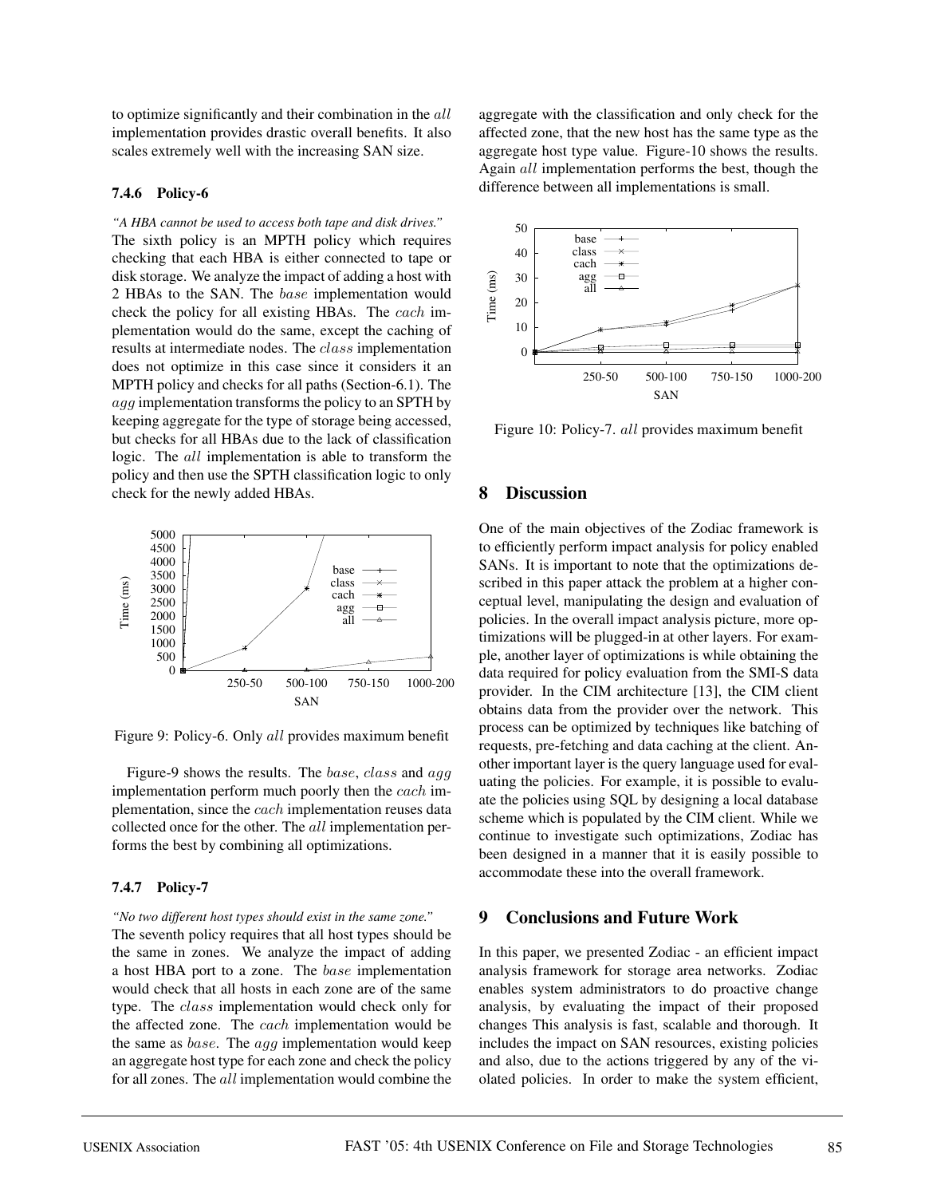to optimize significantly and their combination in the *all* implementation provides drastic overall benefits. It also scales extremely well with the increasing SAN size.

#### 7.4.6 Policy-6

*"A HBA cannot be used to access both tape and disk drives."*
The sixth policy is an MPTH policy which requires checking that each HBA is either connected to tape or disk storage. We analyze the impact of adding a host with 2 HBAs to the SAN. The *base* implementation would check the policy for all existing HBAs. The *cach* implementation would do the same, except the caching of results at intermediate nodes. The *class* implementation does not optimize in this case since it considers it an MPTH policy and checks for all paths (Section-6.1). The *agg* implementation transforms the policy to an SPTH by keeping aggregate for the type of storage being accessed, but checks for all HBAs due to the lack of classification logic. The *all* implementation is able to transform the policy and then use the SPTH classification logic to only check for the newly added HBAs.

Figure 9: Policy-6. Only *all* provides maximum benefit

Figure-9 shows the results. The *base*, *class* and *agg* implementation perform much poorly then the *cach* implementation, since the *cach* implementation reuses data collected once for the other. The *all* implementation performs the best by combining all optimizations.

#### 7.4.7 Policy-7

*"No two different host types should exist in the same zone."*
The seventh policy requires that all host types should be the same in zones. We analyze the impact of adding a host HBA port to a zone. The *base* implementation would check that all hosts in each zone are of the same type. The *class* implementation would check only for the affected zone. The *cach* implementation would be the same as *base*. The *agg* implementation would keep an aggregate host type for each zone and check the policy for all zones. The *all* implementation would combine the aggregate with the classification and only check for the affected zone, that the new host has the same type as the aggregate host type value. Figure-10 shows the results. Again *all* implementation performs the best, though the difference between all implementations is small.

Figure 10: Policy-7. *all* provides maximum benefit

## 8 Discussion

One of the main objectives of the Zodiac framework is to efficiently perform impact analysis for policy enabled SANs. It is important to note that the optimizations described in this paper attack the problem at a higher conceptual level, manipulating the design and evaluation of policies. In the overall impact analysis picture, more optimizations will be plugged-in at other layers. For example, another layer of optimizations is while obtaining the data required for policy evaluation from the SMI-S data provider. In the CIM architecture [13], the CIM client obtains data from the provider over the network. This process can be optimized by techniques like batching of requests, pre-fetching and data caching at the client. Another important layer is the query language used for evaluating the policies. For example, it is possible to evaluate the policies using SQL by designing a local database scheme which is populated by the CIM client. While we continue to investigate such optimizations, Zodiac has been designed in a manner that it is easily possible to accommodate these into the overall framework.

## 9 Conclusions and Future Work

In this paper, we presented Zodiac - an efficient impact analysis framework for storage area networks. Zodiac enables system administrators to do proactive change analysis, by evaluating the impact of their proposed changes This analysis is fast, scalable and thorough. It includes the impact on SAN resources, existing policies and also, due to the actions triggered by any of the violated policies. In order to make the system efficient,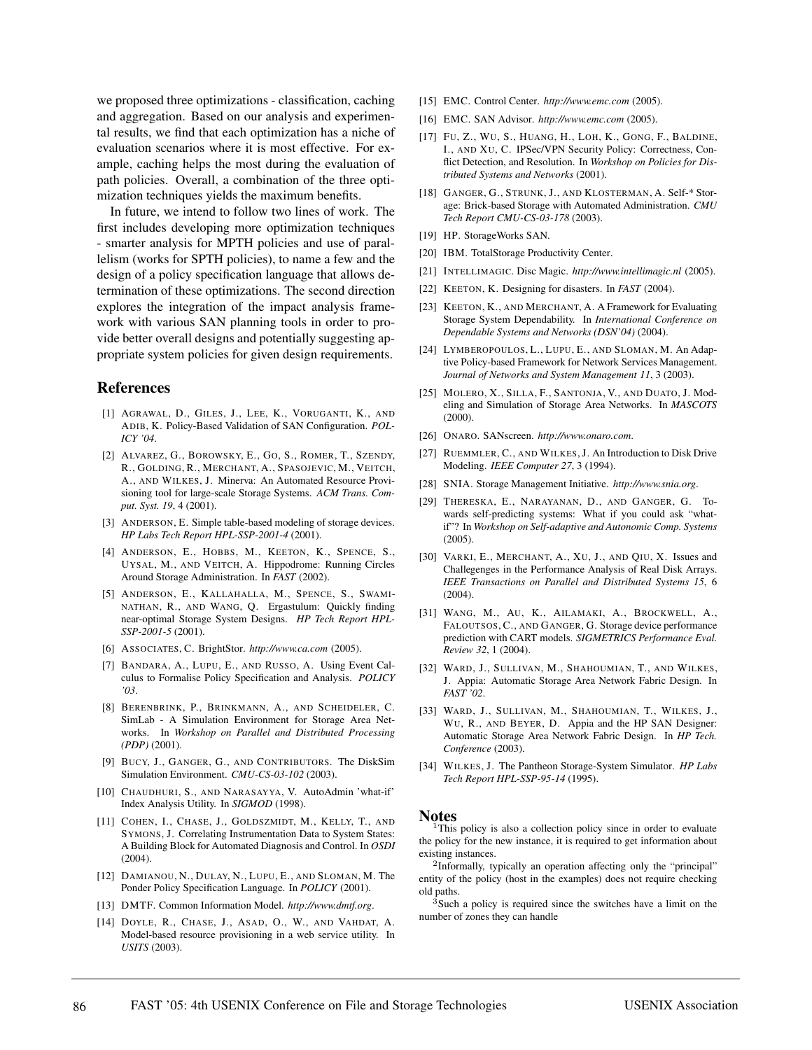we proposed three optimizations - classification, caching and aggregation. Based on our analysis and experimental results, we find that each optimization has a niche of evaluation scenarios where it is most effective. For example, caching helps the most during the evaluation of path policies. Overall, a combination of the three optimization techniques yields the maximum benefits.

In future, we intend to follow two lines of work. The first includes developing more optimization techniques - smarter analysis for MPTH policies and use of parallelism (works for SPTH policies), to name a few and the design of a policy specification language that allows determination of these optimizations. The second direction explores the integration of the impact analysis framework with various SAN planning tools in order to provide better overall designs and potentially suggesting appropriate system policies for given design requirements.

## References

[1] AGRAWAL, D., GILES, J., LEE, K., VORUGANTI, K., AND ADIB, K. Policy-Based Validation of SAN Configuration. *POLICY '04*.

[2] ALVAREZ, G., BOROWSKY, E., GO, S., ROMER, T., SZENDY, R., GOLDING, R., MERCHANT, A., SPASOJEVIC, M., VEITCH, A., AND WILKES, J. Minerva: An Automated Resource Provisioning tool for large-scale Storage Systems. *ACM Trans. Comput. Syst. 19*, 4 (2001).

[3] ANDERSON, E. Simple table-based modeling of storage devices. *HP Labs Tech Report HPL-SSP-2001-4* (2001).

[4] ANDERSON, E., HOBBS, M., KEETON, K., SPENCE, S., UYSAL, M., AND VEITCH, A. Hippodrome: Running Circles Around Storage Administration. In *FAST* (2002).

[5] ANDERSON, E., KALLAHALLA, M., SPENCE, S., SWAMINATHAN, R., AND WANG, Q. Ergastulum: Quickly finding near-optimal Storage System Designs. *HP Tech Report HPL-SSP-2001-5* (2001).

[6] ASSOCIATES, C. BrightStor. *http://www.ca.com* (2005).

[7] BANDARA, A., LUPU, E., AND RUSSO, A. Using Event Calculus to Formalise Policy Specification and Analysis. *POLICY '03*.

[8] BERENBRINK, P., BRINKMANN, A., AND SCHEIDELER, C. SimLab - A Simulation Environment for Storage Area Networks. In *Workshop on Parallel and Distributed Processing (PDP)* (2001).

[9] BUCY, J., GANGER, G., AND CONTRIBUTORS. The DiskSim Simulation Environment. *CMU-CS-03-102* (2003).

[10] CHAUDHURI, S., AND NARASAYYA, V. AutoAdmin 'what-if' Index Analysis Utility. In *SIGMOD* (1998).

[11] COHEN, I., CHASE, J., GOLDSZMIDT, M., KELLY, T., AND SYMONS, J. Correlating Instrumentation Data to System States: A Building Block for Automated Diagnosis and Control. In *OSDI* (2004).

[12] DAMIANOU, N., DULAY, N., LUPU, E., AND SLOMAN, M. The Ponder Policy Specification Language. In *POLICY* (2001).

[13] DMTF. Common Information Model. *http://www.dmtf.org*.

[14] DOYLE, R., CHASE, J., ASAD, O., W., AND VAHDAT, A. Model-based resource provisioning in a web service utility. In *USITS* (2003).

[15] EMC. Control Center. *http://www.emc.com* (2005).

[16] EMC. SAN Advisor. *http://www.emc.com* (2005).

[17] FU, Z., WU, S., HUANG, H., LOH, K., GONG, F., BALDINE, I., AND XU, C. IPSec/VPN Security Policy: Correctness, Conflict Detection, and Resolution. In *Workshop on Policies for Distributed Systems and Networks* (2001).

[18] GANGER, G., STRUNK, J., AND KLOSTERMAN, A. Self-* Storage: Brick-based Storage with Automated Administration. *CMU Tech Report CMU-CS-03-178* (2003).

[19] HP. StorageWorks SAN.

[20] IBM. TotalStorage Productivity Center.

[21] INTELLIMAGIC. Disc Magic. *http://www.intellimagic.nl* (2005).

[22] KEETON, K. Designing for disasters. In *FAST* (2004).

[23] KEETON, K., AND MERCHANT, A. A Framework for Evaluating Storage System Dependability. In *International Conference on Dependable Systems and Networks (DSN'04)* (2004).

[24] LYMBEROPOULOS, L., LUPU, E., AND SLOMAN, M. An Adaptive Policy-based Framework for Network Services Management. *Journal of Networks and System Management 11*, 3 (2003).

[25] MOLERO, X., SILLA, F., SANTONJA, V., AND DUATO, J. Modeling and Simulation of Storage Area Networks. In *MASCOTS* (2000).

[26] ONARO. SANscreen. *http://www.onaro.com*.

[27] RUEMMLER, C., AND WILKES, J. An Introduction to Disk Drive Modeling. *IEEE Computer 27*, 3 (1994).

[28] SNIA. Storage Management Initiative. *http://www.snia.org*.

[29] THERESKA, E., NARAYANAN, D., AND GANGER, G. Towards self-predicting systems: What if you could ask "what-if"? In *Workshop on Self-adaptive and Autonomic Comp. Systems* (2005).

[30] VARKI, E., MERCHANT, A., XU, J., AND QIU, X. Issues and Challegenges in the Performance Analysis of Real Disk Arrays. *IEEE Transactions on Parallel and Distributed Systems 15*, 6 (2004).

[31] WANG, M., AU, K., AILAMAKI, A., BROCKWELL, A., FALOUTSOS, C., AND GANGER, G. Storage device performance prediction with CART models. *SIGMETRICS Performance Eval. Review 32*, 1 (2004).

[32] WARD, J., SULLIVAN, M., SHAHOUMIAN, T., AND WILKES, J. Appia: Automatic Storage Area Network Fabric Design. In *FAST '02*.

[33] WARD, J., SULLIVAN, M., SHAHOUMIAN, T., WILKES, J., WU, R., AND BEYER, D. Appia and the HP SAN Designer: Automatic Storage Area Network Fabric Design. In *HP Tech. Conference* (2003).

[34] WILKES, J. The Pantheon Storage-System Simulator. *HP Labs Tech Report HPL-SSP-95-14* (1995).

## Notes

[1] This policy is also a collection policy since in order to evaluate the policy for the new instance, it is required to get information about existing instances.

[2] Informally, typically an operation affecting only the "principal" entity of the policy (host in the examples) does not require checking old paths.

[3] Such a policy is required since the switches have a limit on the number of zones they can handle